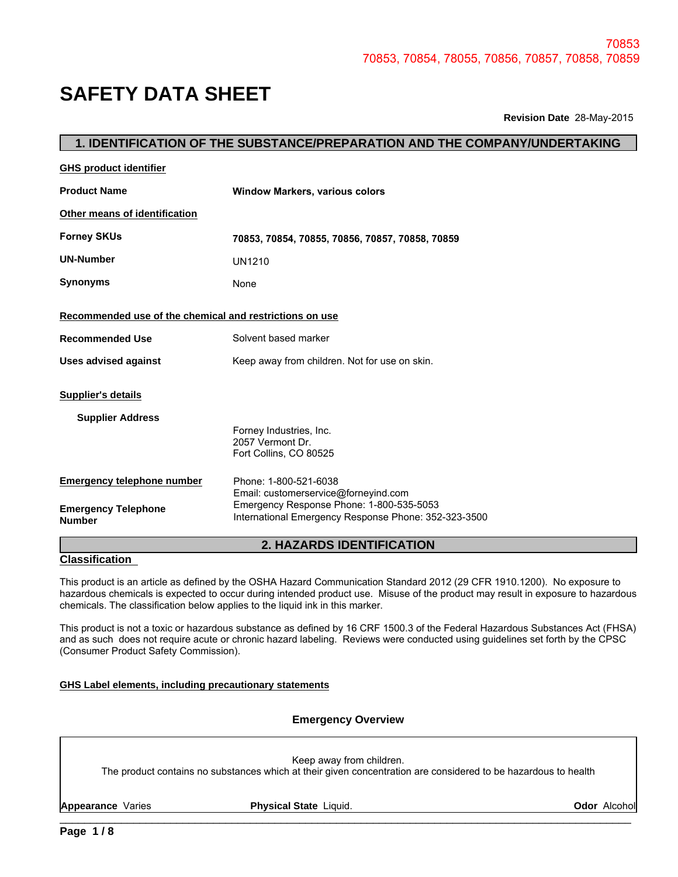70853
70853, 70854, 78055, 70856, 70857, 70858, 70859

# SAFETY DATA SHEET

**Revision Date** 28-May-2015

## 1. IDENTIFICATION OF THE SUBSTANCE/PREPARATION AND THE COMPANY/UNDERTAKING

**GHS product identifier**

| | |
|---|---|
| **Product Name** | **Window Markers, various colors** |

**Other means of identification**

| | |
|---|---|
| **Forney SKUs** | **70853, 70854, 70855, 70856, 70857, 70858, 70859** |
| **UN-Number** | UN1210 |
| **Synonyms** | None |

**Recommended use of the chemical and restrictions on use**

| | |
|---|---|
| **Recommended Use** | Solvent based marker |
| **Uses advised against** | Keep away from children. Not for use on skin. |

**Supplier's details**

**Supplier Address**

Forney Industries, Inc.
2057 Vermont Dr.
Fort Collins, CO 80525

**Emergency telephone number**

Phone: 1-800-521-6038
Email: customerservice@forneyind.com

**Emergency Telephone Number**

Emergency Response Phone: 1-800-535-5053
International Emergency Response Phone: 352-323-3500

## 2. HAZARDS IDENTIFICATION

**Classification**

This product is an article as defined by the OSHA Hazard Communication Standard 2012 (29 CFR 1910.1200). No exposure to hazardous chemicals is expected to occur during intended product use. Misuse of the product may result in exposure to hazardous chemicals. The classification below applies to the liquid ink in this marker.

This product is not a toxic or hazardous substance as defined by 16 CRF 1500.3 of the Federal Hazardous Substances Act (FHSA) and as such does not require acute or chronic hazard labeling. Reviews were conducted using guidelines set forth by the CPSC (Consumer Product Safety Commission).

**GHS Label elements, including precautionary statements**

**Emergency Overview**

Keep away from children.
The product contains no substances which at their given concentration are considered to be hazardous to health

**Appearance** Varies **Physical State** Liquid. **Odor** Alcohol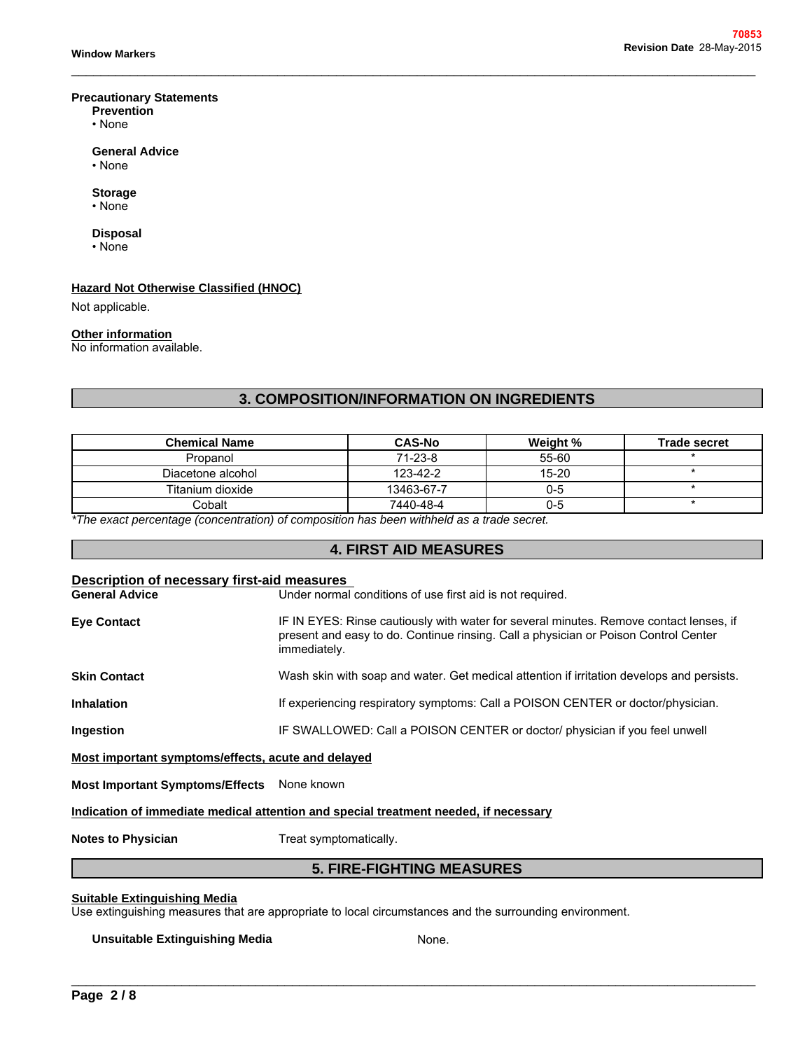**Precautionary Statements**

**Prevention**
- None

**General Advice**
- None

**Storage**
- None

**Disposal**
- None

**Hazard Not Otherwise Classified (HNOC)**

Not applicable.

**Other information**

No information available.

## 3. COMPOSITION/INFORMATION ON INGREDIENTS

| Chemical Name | CAS-No | Weight % | Trade secret |
|---|---|---|---|
| Propanol | 71-23-8 | 55-60 | * |
| Diacetone alcohol | 123-42-2 | 15-20 | * |
| Titanium dioxide | 13463-67-7 | 0-5 | * |
| Cobalt | 7440-48-4 | 0-5 | * |

*\*The exact percentage (concentration) of composition has been withheld as a trade secret.*

## 4. FIRST AID MEASURES

**Description of necessary first-aid measures**

**General Advice** Under normal conditions of use first aid is not required.

**Eye Contact** IF IN EYES: Rinse cautiously with water for several minutes. Remove contact lenses, if present and easy to do. Continue rinsing. Call a physician or Poison Control Center immediately.

**Skin Contact** Wash skin with soap and water. Get medical attention if irritation develops and persists.

**Inhalation** If experiencing respiratory symptoms: Call a POISON CENTER or doctor/physician.

**Ingestion** IF SWALLOWED: Call a POISON CENTER or doctor/ physician if you feel unwell

**Most important symptoms/effects, acute and delayed**

**Most Important Symptoms/Effects** None known

**Indication of immediate medical attention and special treatment needed, if necessary**

**Notes to Physician** Treat symptomatically.

## 5. FIRE-FIGHTING MEASURES

**Suitable Extinguishing Media**

Use extinguishing measures that are appropriate to local circumstances and the surrounding environment.

**Unsuitable Extinguishing Media** None.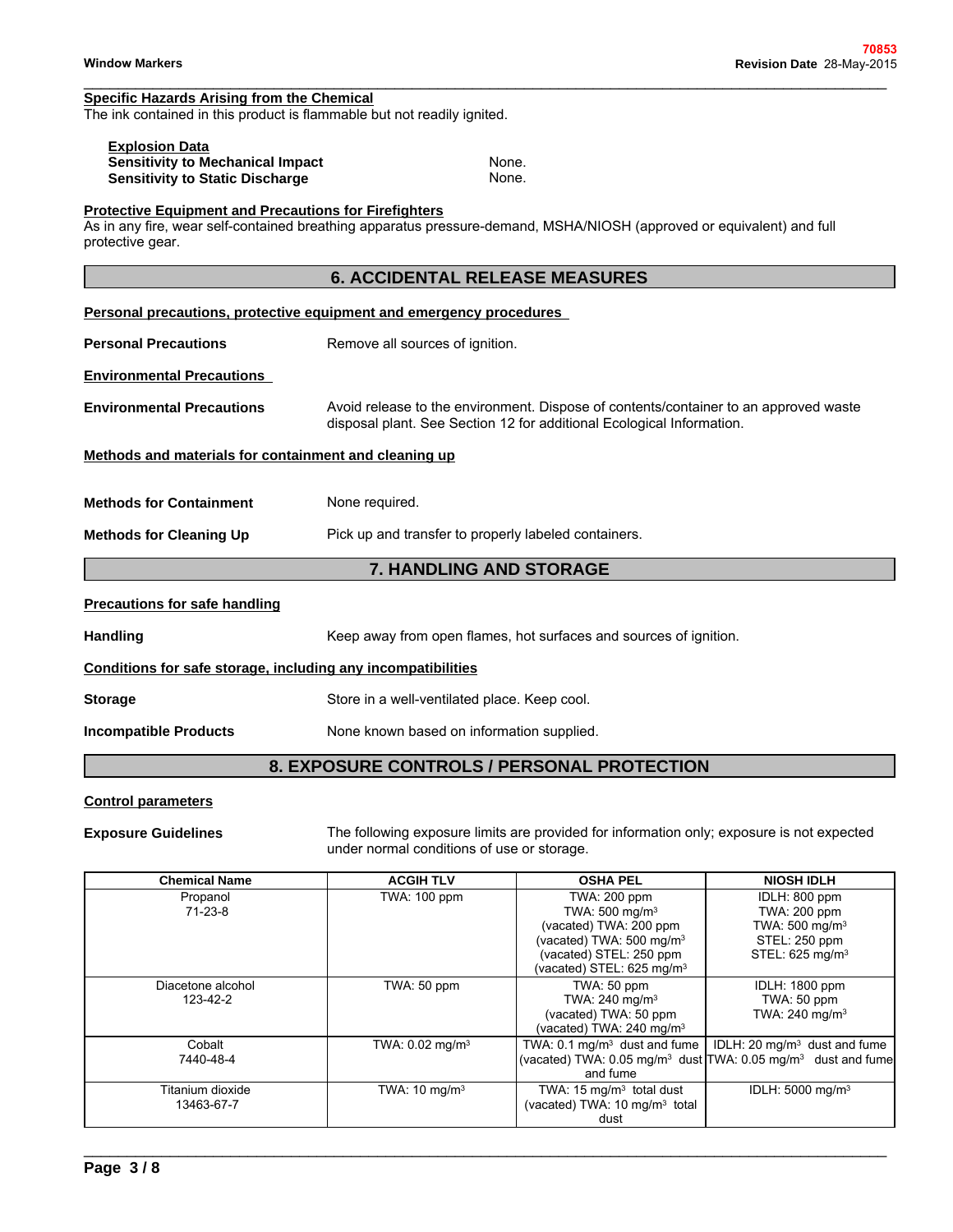**Specific Hazards Arising from the Chemical**

The ink contained in this product is flammable but not readily ignited.

**Explosion Data**

**Sensitivity to Mechanical Impact** None.

**Sensitivity to Static Discharge** None.

**Protective Equipment and Precautions for Firefighters**

As in any fire, wear self-contained breathing apparatus pressure-demand, MSHA/NIOSH (approved or equivalent) and full protective gear.

## 6. ACCIDENTAL RELEASE MEASURES

**Personal precautions, protective equipment and emergency procedures**

**Personal Precautions** Remove all sources of ignition.

**Environmental Precautions**

**Environmental Precautions** Avoid release to the environment. Dispose of contents/container to an approved waste disposal plant. See Section 12 for additional Ecological Information.

**Methods and materials for containment and cleaning up**

**Methods for Containment** None required.

**Methods for Cleaning Up** Pick up and transfer to properly labeled containers.

## 7. HANDLING AND STORAGE

**Precautions for safe handling**

**Handling** Keep away from open flames, hot surfaces and sources of ignition.

**Conditions for safe storage, including any incompatibilities**

**Storage** Store in a well-ventilated place. Keep cool.

**Incompatible Products** None known based on information supplied.

## 8. EXPOSURE CONTROLS / PERSONAL PROTECTION

**Control parameters**

**Exposure Guidelines** The following exposure limits are provided for information only; exposure is not expected under normal conditions of use or storage.

| Chemical Name | ACGIH TLV | OSHA PEL | NIOSH IDLH |
|---|---|---|---|
| Propanol 71-23-8 | TWA: 100 ppm | TWA: 200 ppm<br>TWA: 500 mg/m³<br>(vacated) TWA: 200 ppm<br>(vacated) TWA: 500 mg/m³<br>(vacated) STEL: 250 ppm<br>(vacated) STEL: 625 mg/m³ | IDLH: 800 ppm<br>TWA: 200 ppm<br>TWA: 500 mg/m³<br>STEL: 250 ppm<br>STEL: 625 mg/m³ |
| Diacetone alcohol 123-42-2 | TWA: 50 ppm | TWA: 50 ppm<br>TWA: 240 mg/m³<br>(vacated) TWA: 50 ppm<br>(vacated) TWA: 240 mg/m³ | IDLH: 1800 ppm<br>TWA: 50 ppm<br>TWA: 240 mg/m³ |
| Cobalt 7440-48-4 | TWA: 0.02 mg/m³ | TWA: 0.1 mg/m³ dust and fume<br>(vacated) TWA: 0.05 mg/m³ dust and fume | IDLH: 20 mg/m³ dust and fume<br>TWA: 0.05 mg/m³ dust and fume |
| Titanium dioxide 13463-67-7 | TWA: 10 mg/m³ | TWA: 15 mg/m³ total dust<br>(vacated) TWA: 10 mg/m³ total dust | IDLH: 5000 mg/m³ |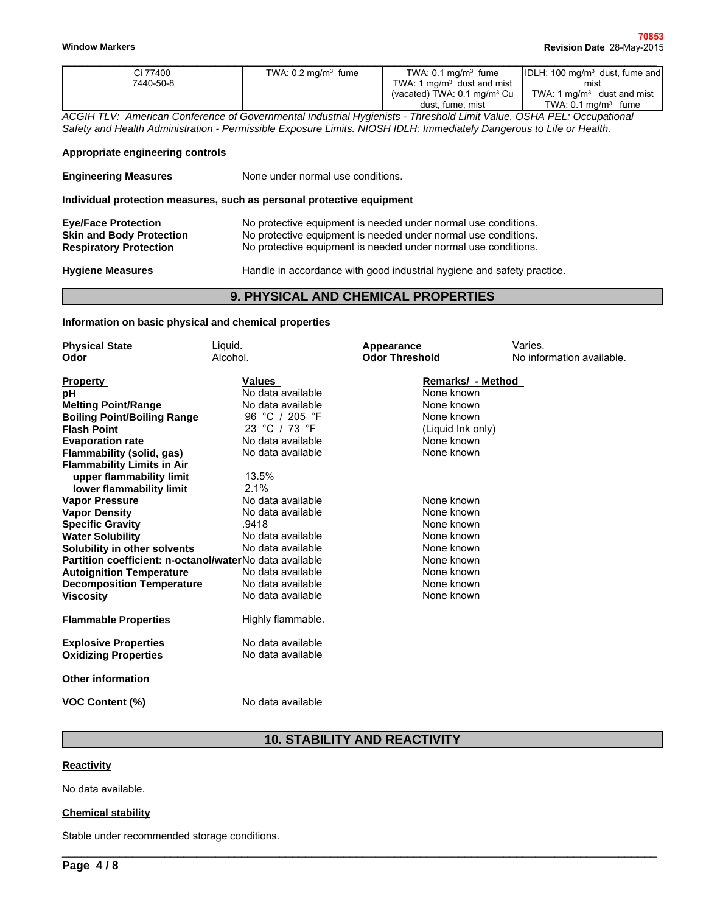| Ci 77400<br>7440-50-8 | TWA: 0.2 mg/m³ fume | TWA: 0.1 mg/m³ fume<br>TWA: 1 mg/m³ dust and mist<br>(vacated) TWA: 0.1 mg/m³ Cu dust, fume, mist | IDLH: 100 mg/m³ dust, fume and mist<br>TWA: 1 mg/m³ dust and mist<br>TWA: 0.1 mg/m³ fume |
|---|---|---|---|

*ACGIH TLV: American Conference of Governmental Industrial Hygienists - Threshold Limit Value. OSHA PEL: Occupational Safety and Health Administration - Permissible Exposure Limits. NIOSH IDLH: Immediately Dangerous to Life or Health.*

**Appropriate engineering controls**

**Engineering Measures** None under normal use conditions.

**Individual protection measures, such as personal protective equipment**

**Eye/Face Protection** No protective equipment is needed under normal use conditions.
**Skin and Body Protection** No protective equipment is needed under normal use conditions.
**Respiratory Protection** No protective equipment is needed under normal use conditions.

**Hygiene Measures** Handle in accordance with good industrial hygiene and safety practice.

## 9. PHYSICAL AND CHEMICAL PROPERTIES

**Information on basic physical and chemical properties**

| | | | |
|---|---|---|---|
| **Physical State** | Liquid. | **Appearance** | Varies. |
| **Odor** | Alcohol. | **Odor Threshold** | No information available. |

| Property | Values | Remarks/ - Method |
|---|---|---|
| **pH** | No data available | None known |
| **Melting Point/Range** | No data available | None known |
| **Boiling Point/Boiling Range** | 96 °C / 205 °F | None known |
| **Flash Point** | 23 °C / 73 °F | (Liquid Ink only) |
| **Evaporation rate** | No data available | None known |
| **Flammability (solid, gas)** | No data available | None known |
| **Flammability Limits in Air** | | |
| **upper flammability limit** | 13.5% | |
| **lower flammability limit** | 2.1% | |
| **Vapor Pressure** | No data available | None known |
| **Vapor Density** | No data available | None known |
| **Specific Gravity** | .9418 | None known |
| **Water Solubility** | No data available | None known |
| **Solubility in other solvents** | No data available | None known |
| **Partition coefficient: n-octanol/water** | No data available | None known |
| **Autoignition Temperature** | No data available | None known |
| **Decomposition Temperature** | No data available | None known |
| **Viscosity** | No data available | None known |

**Flammable Properties** Highly flammable.

**Explosive Properties** No data available
**Oxidizing Properties** No data available

**Other information**

**VOC Content (%)** No data available

## 10. STABILITY AND REACTIVITY

**Reactivity**

No data available.

**Chemical stability**

Stable under recommended storage conditions.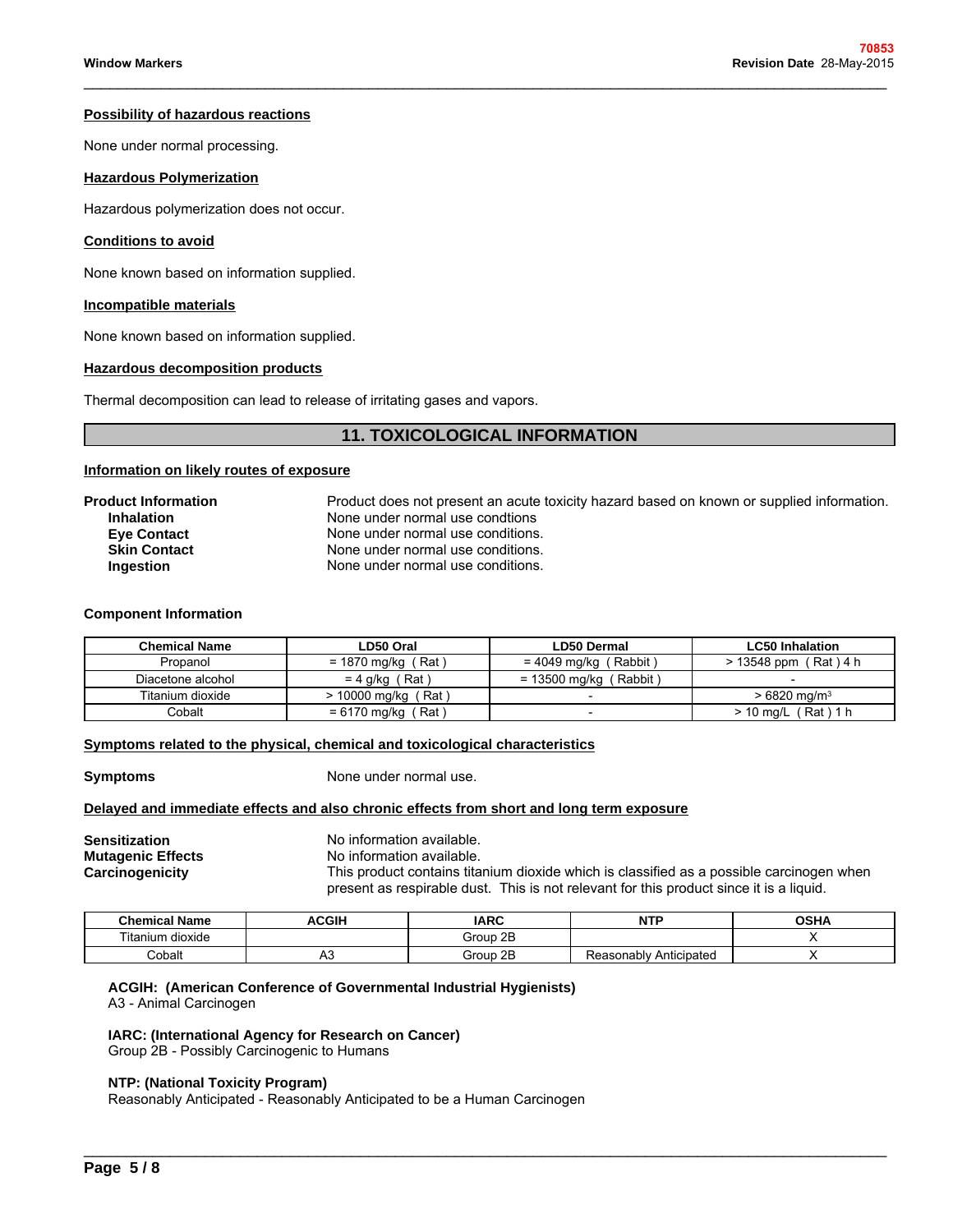### Possibility of hazardous reactions

None under normal processing.

### Hazardous Polymerization

Hazardous polymerization does not occur.

### Conditions to avoid

None known based on information supplied.

### Incompatible materials

None known based on information supplied.

### Hazardous decomposition products

Thermal decomposition can lead to release of irritating gases and vapors.

## 11. TOXICOLOGICAL INFORMATION

### Information on likely routes of exposure

**Product Information** Product does not present an acute toxicity hazard based on known or supplied information.

- **Inhalation** None under normal use condtions
- **Eye Contact** None under normal use conditions.
- **Skin Contact** None under normal use conditions.
- **Ingestion** None under normal use conditions.

**Component Information**

| Chemical Name | LD50 Oral | LD50 Dermal | LC50 Inhalation |
|---|---|---|---|
| Propanol | = 1870 mg/kg ( Rat ) | = 4049 mg/kg ( Rabbit ) | > 13548 ppm ( Rat ) 4 h |
| Diacetone alcohol | = 4 g/kg ( Rat ) | = 13500 mg/kg ( Rabbit ) | - |
| Titanium dioxide | > 10000 mg/kg ( Rat ) | - | > 6820 mg/m³ |
| Cobalt | = 6170 mg/kg ( Rat ) | - | > 10 mg/L ( Rat ) 1 h |

### Symptoms related to the physical, chemical and toxicological characteristics

**Symptoms** None under normal use.

### Delayed and immediate effects and also chronic effects from short and long term exposure

**Sensitization** No information available.

**Mutagenic Effects** No information available.

**Carcinogenicity** This product contains titanium dioxide which is classified as a possible carcinogen when present as respirable dust. This is not relevant for this product since it is a liquid.

| Chemical Name | ACGIH | IARC | NTP | OSHA |
|---|---|---|---|---|
| Titanium dioxide | | Group 2B | | X |
| Cobalt | A3 | Group 2B | Reasonably Anticipated | X |

**ACGIH: (American Conference of Governmental Industrial Hygienists)**
A3 - Animal Carcinogen

**IARC: (International Agency for Research on Cancer)**
Group 2B - Possibly Carcinogenic to Humans

**NTP: (National Toxicity Program)**
Reasonably Anticipated - Reasonably Anticipated to be a Human Carcinogen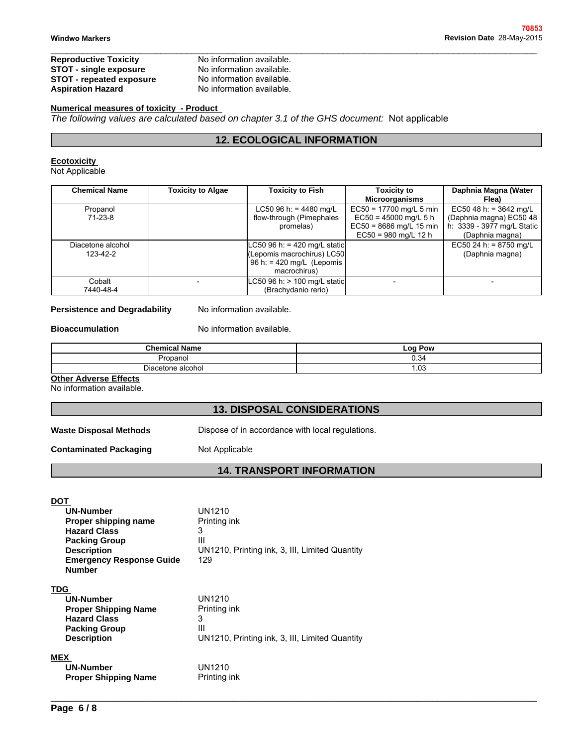| | |
|---|---|
| **Reproductive Toxicity** | No information available. |
| **STOT - single exposure** | No information available. |
| **STOT - repeated exposure** | No information available. |
| **Aspiration Hazard** | No information available. |

**Numerical measures of toxicity - Product**

*The following values are calculated based on chapter 3.1 of the GHS document:* Not applicable

## 12. ECOLOGICAL INFORMATION

**Ecotoxicity**

Not Applicable

| Chemical Name | Toxicity to Algae | Toxicity to Fish | Toxicity to Microorganisms | Daphnia Magna (Water Flea) |
|---|---|---|---|---|
| Propanol 71-23-8 | | LC50 96 h: = 4480 mg/L flow-through (Pimephales promelas) | EC50 = 17700 mg/L 5 min EC50 = 45000 mg/L 5 h EC50 = 8686 mg/L 15 min EC50 = 980 mg/L 12 h | EC50 48 h: = 3642 mg/L (Daphnia magna) EC50 48 h: 3339 - 3977 mg/L Static (Daphnia magna) |
| Diacetone alcohol 123-42-2 | | LC50 96 h: = 420 mg/L static (Lepomis macrochirus) LC50 96 h: = 420 mg/L (Lepomis macrochirus) | | EC50 24 h: = 8750 mg/L (Daphnia magna) |
| Cobalt 7440-48-4 | - | LC50 96 h: > 100 mg/L static (Brachydanio rerio) | - | - |

**Persistence and Degradability** No information available.

**Bioaccumulation** No information available.

| Chemical Name | Log Pow |
|---|---|
| Propanol | 0.34 |
| Diacetone alcohol | 1.03 |

**Other Adverse Effects**

No information available.

## 13. DISPOSAL CONSIDERATIONS

| | |
|---|---|
| **Waste Disposal Methods** | Dispose of in accordance with local regulations. |
| **Contaminated Packaging** | Not Applicable |

## 14. TRANSPORT INFORMATION

**DOT**

| | |
|---|---|
| **UN-Number** | UN1210 |
| **Proper shipping name** | Printing ink |
| **Hazard Class** | 3 |
| **Packing Group** | III |
| **Description** | UN1210, Printing ink, 3, III, Limited Quantity |
| **Emergency Response Guide Number** | 129 |

**TDG**

| | |
|---|---|
| **UN-Number** | UN1210 |
| **Proper Shipping Name** | Printing ink |
| **Hazard Class** | 3 |
| **Packing Group** | III |
| **Description** | UN1210, Printing ink, 3, III, Limited Quantity |

**MEX**

| | |
|---|---|
| **UN-Number** | UN1210 |
| **Proper Shipping Name** | Printing ink |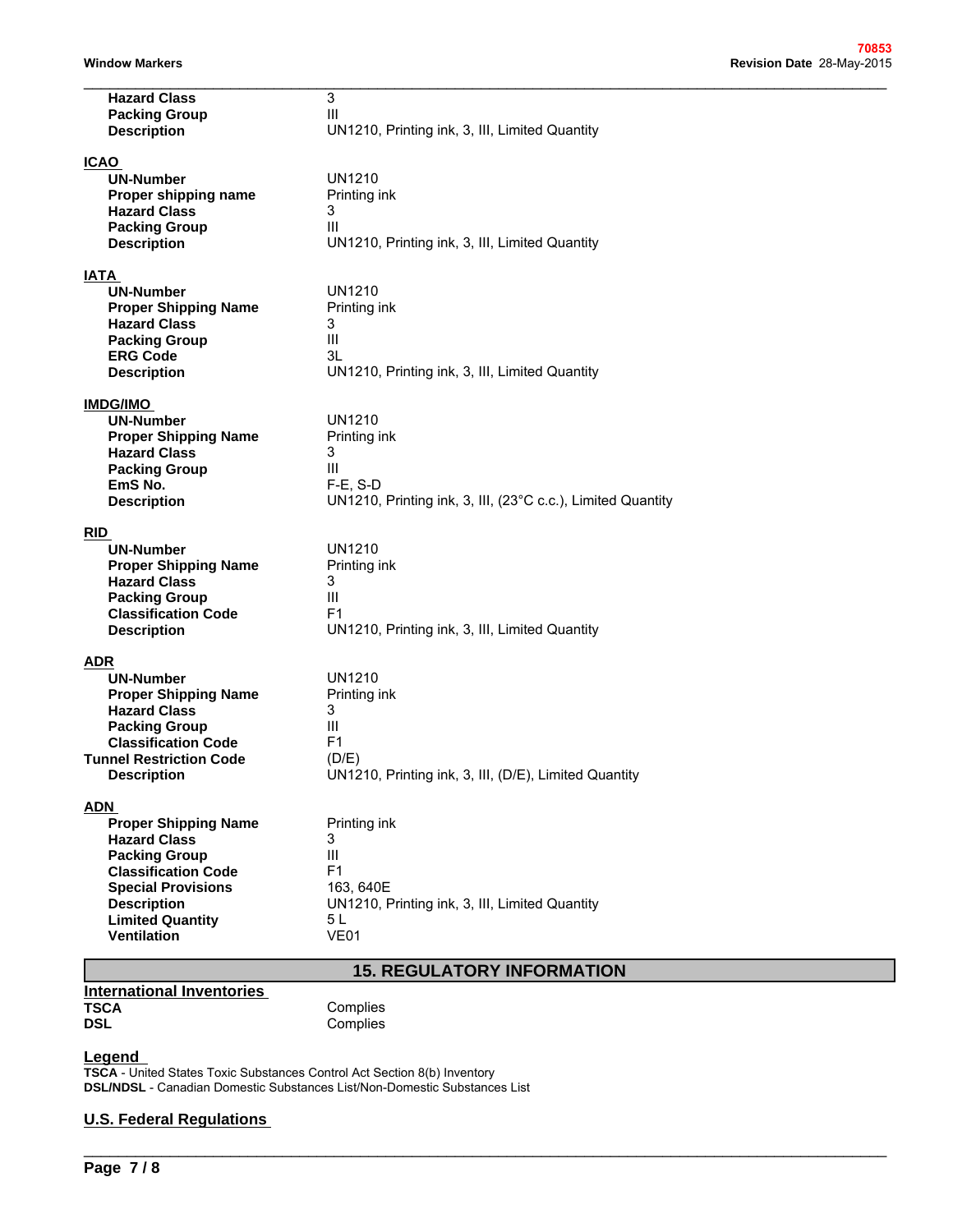| | |
|---|---|
| **Hazard Class** | 3 |
| **Packing Group** | III |
| **Description** | UN1210, Printing ink, 3, III, Limited Quantity |

**ICAO**

| | |
|---|---|
| **UN-Number** | UN1210 |
| **Proper shipping name** | Printing ink |
| **Hazard Class** | 3 |
| **Packing Group** | III |
| **Description** | UN1210, Printing ink, 3, III, Limited Quantity |

**IATA**

| | |
|---|---|
| **UN-Number** | UN1210 |
| **Proper Shipping Name** | Printing ink |
| **Hazard Class** | 3 |
| **Packing Group** | III |
| **ERG Code** | 3L |
| **Description** | UN1210, Printing ink, 3, III, Limited Quantity |

**IMDG/IMO**

| | |
|---|---|
| **UN-Number** | UN1210 |
| **Proper Shipping Name** | Printing ink |
| **Hazard Class** | 3 |
| **Packing Group** | III |
| **EmS No.** | F-E, S-D |
| **Description** | UN1210, Printing ink, 3, III, (23°C c.c.), Limited Quantity |

**RID**

| | |
|---|---|
| **UN-Number** | UN1210 |
| **Proper Shipping Name** | Printing ink |
| **Hazard Class** | 3 |
| **Packing Group** | III |
| **Classification Code** | F1 |
| **Description** | UN1210, Printing ink, 3, III, Limited Quantity |

**ADR**

| | |
|---|---|
| **UN-Number** | UN1210 |
| **Proper Shipping Name** | Printing ink |
| **Hazard Class** | 3 |
| **Packing Group** | III |
| **Classification Code** | F1 |
| **Tunnel Restriction Code** | (D/E) |
| **Description** | UN1210, Printing ink, 3, III, (D/E), Limited Quantity |

**ADN**

| | |
|---|---|
| **Proper Shipping Name** | Printing ink |
| **Hazard Class** | 3 |
| **Packing Group** | III |
| **Classification Code** | F1 |
| **Special Provisions** | 163, 640E |
| **Description** | UN1210, Printing ink, 3, III, Limited Quantity |
| **Limited Quantity** | 5 L |
| **Ventilation** | VE01 |

## 15. REGULATORY INFORMATION

**International Inventories**

| | |
|---|---|
| **TSCA** | Complies |
| **DSL** | Complies |

**Legend**

**TSCA** - United States Toxic Substances Control Act Section 8(b) Inventory
**DSL/NDSL** - Canadian Domestic Substances List/Non-Domestic Substances List

**U.S. Federal Regulations**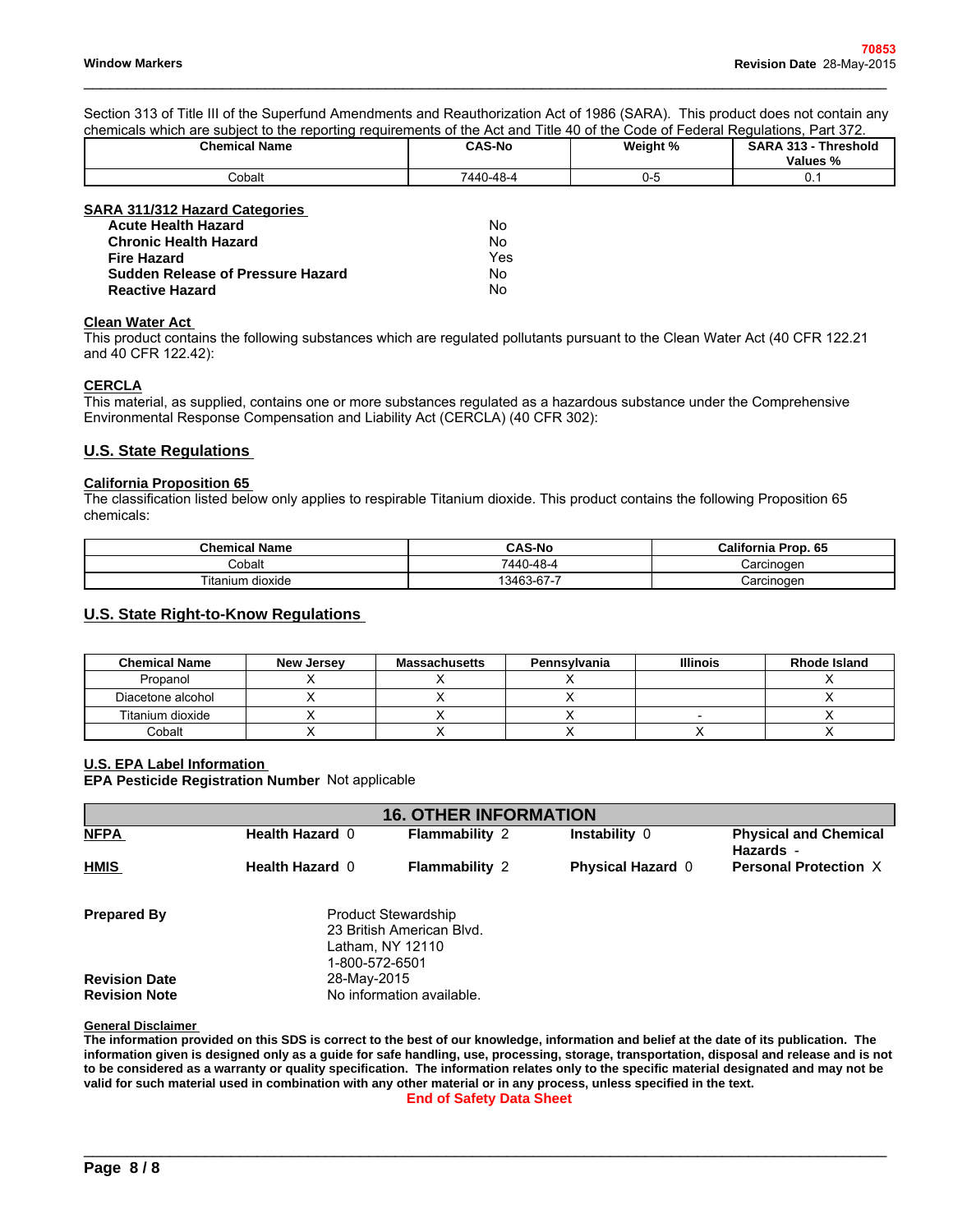Section 313 of Title III of the Superfund Amendments and Reauthorization Act of 1986 (SARA). This product does not contain any chemicals which are subject to the reporting requirements of the Act and Title 40 of the Code of Federal Regulations, Part 372.

| Chemical Name | CAS-No | Weight % | SARA 313 - Threshold Values % |
|---|---|---|---|
| Cobalt | 7440-48-4 | 0-5 | 0.1 |

**SARA 311/312 Hazard Categories**

| | |
|---|---|
| **Acute Health Hazard** | No |
| **Chronic Health Hazard** | No |
| **Fire Hazard** | Yes |
| **Sudden Release of Pressure Hazard** | No |
| **Reactive Hazard** | No |

**Clean Water Act**

This product contains the following substances which are regulated pollutants pursuant to the Clean Water Act (40 CFR 122.21 and 40 CFR 122.42):

**CERCLA**

This material, as supplied, contains one or more substances regulated as a hazardous substance under the Comprehensive Environmental Response Compensation and Liability Act (CERCLA) (40 CFR 302):

## U.S. State Regulations

**California Proposition 65**

The classification listed below only applies to respirable Titanium dioxide. This product contains the following Proposition 65 chemicals:

| Chemical Name | CAS-No | California Prop. 65 |
|---|---|---|
| Cobalt | 7440-48-4 | Carcinogen |
| Titanium dioxide | 13463-67-7 | Carcinogen |

## U.S. State Right-to-Know Regulations

| Chemical Name | New Jersey | Massachusetts | Pennsylvania | Illinois | Rhode Island |
|---|---|---|---|---|---|
| Propanol | X | X | X | | X |
| Diacetone alcohol | X | X | X | | X |
| Titanium dioxide | X | X | X | - | X |
| Cobalt | X | X | X | X | X |

**U.S. EPA Label Information**

**EPA Pesticide Registration Number** Not applicable

## 16. OTHER INFORMATION

| | | | | |
|---|---|---|---|---|
| **NFPA** | **Health Hazard** 0 | **Flammability** 2 | **Instability** 0 | **Physical and Chemical Hazards** - |
| **HMIS** | **Health Hazard** 0 | **Flammability** 2 | **Physical Hazard** 0 | **Personal Protection** X |

**Prepared By**
Product Stewardship
23 British American Blvd.
Latham, NY 12110
1-800-572-6501

**Revision Date** 28-May-2015

**Revision Note** No information available.

**General Disclaimer**

**The information provided on this SDS is correct to the best of our knowledge, information and belief at the date of its publication. The information given is designed only as a guide for safe handling, use, processing, storage, transportation, disposal and release and is not to be considered as a warranty or quality specification. The information relates only to the specific material designated and may not be valid for such material used in combination with any other material or in any process, unless specified in the text.**

**End of Safety Data Sheet**